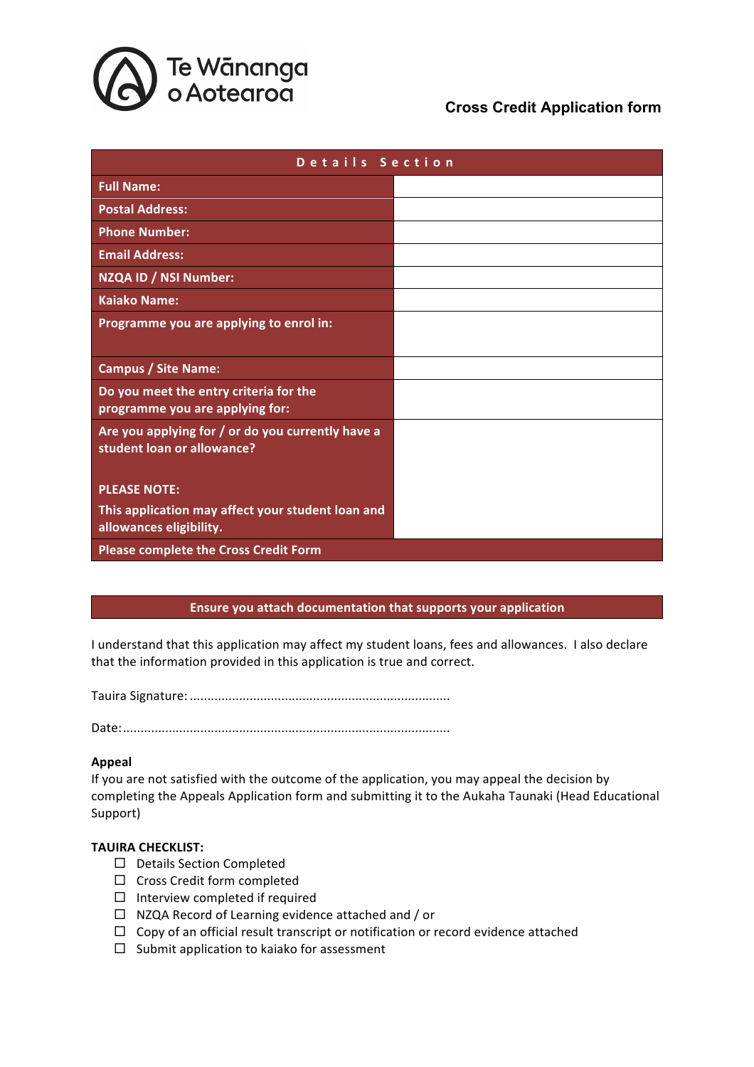Te Wānanga o Aotearoa

# Cross Credit Application form

| Details Section | |
|---|---|
| **Full Name:** | |
| **Postal Address:** | |
| **Phone Number:** | |
| **Email Address:** | |
| **NZQA ID / NSI Number:** | |
| **Kaiako Name:** | |
| **Programme you are applying to enrol in:** | |
| **Campus / Site Name:** | |
| **Do you meet the entry criteria for the programme you are applying for:** | |
| **Are you applying for / or do you currently have a student loan or allowance?** **PLEASE NOTE:** **This application may affect your student loan and allowances eligibility.** | |
| **Please complete the Cross Credit Form** | |

**Ensure you attach documentation that supports your application**

I understand that this application may affect my student loans, fees and allowances. I also declare that the information provided in this application is true and correct.

Tauira Signature: .........................................................................

Date: ............................................................................................

**Appeal**

If you are not satisfied with the outcome of the application, you may appeal the decision by completing the Appeals Application form and submitting it to the Aukaha Taunaki (Head Educational Support)

**TAUIRA CHECKLIST:**

- ☐ Details Section Completed
- ☐ Cross Credit form completed
- ☐ Interview completed if required
- ☐ NZQA Record of Learning evidence attached and / or
- ☐ Copy of an official result transcript or notification or record evidence attached
- ☐ Submit application to kaiako for assessment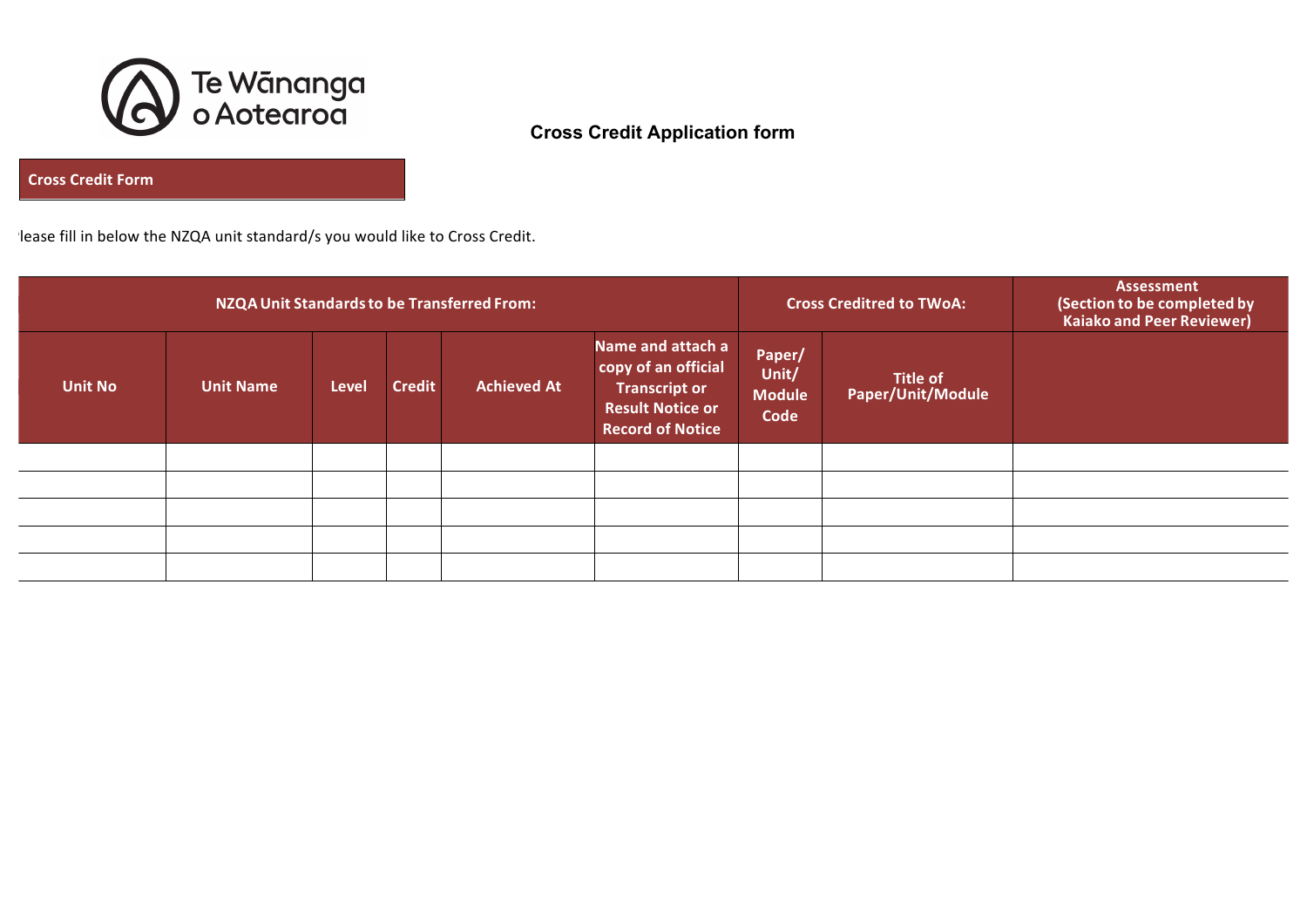Te Wānanga o Aotearoa

## Cross Credit Application form

**Cross Credit Form**

'lease fill in below the NZQA unit standard/s you would like to Cross Credit.

| NZQA Unit Standards to be Transferred From: | | | | | | Cross Creditred to TWoA: | | Assessment (Section to be completed by Kaiako and Peer Reviewer) |
|---|---|---|---|---|---|---|---|---|
| Unit No | Unit Name | Level | Credit | Achieved At | Name and attach a copy of an official Transcript or Result Notice or Record of Notice | Paper/ Unit/ Module Code | Title of Paper/Unit/Module | |
| | | | | | | | | |
| | | | | | | | | |
| | | | | | | | | |
| | | | | | | | | |
| | | | | | | | | |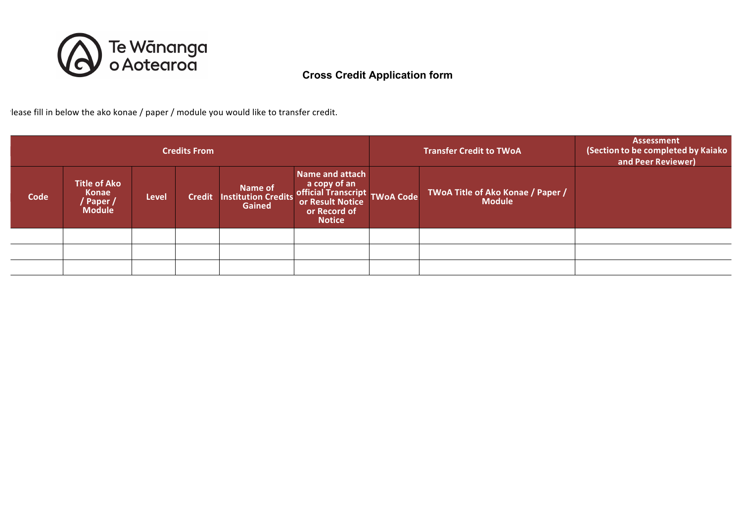Te Wānanga o Aotearoa

## Cross Credit Application form

lease fill in below the ako konae / paper / module you would like to transfer credit.

| Credits From | | | | | | Transfer Credit to TWoA | | Assessment (Section to be completed by Kaiako and Peer Reviewer) |
|---|---|---|---|---|---|---|---|---|
| Code | Title of Ako Konae / Paper / Module | Level | Credit | Name of Institution Credits Gained | Name and attach a copy of an official Transcript or Result Notice or Record of Notice | TWoA Code | TWoA Title of Ako Konae / Paper / Module | |
| | | | | | | | | |
| | | | | | | | | |
| | | | | | | | | |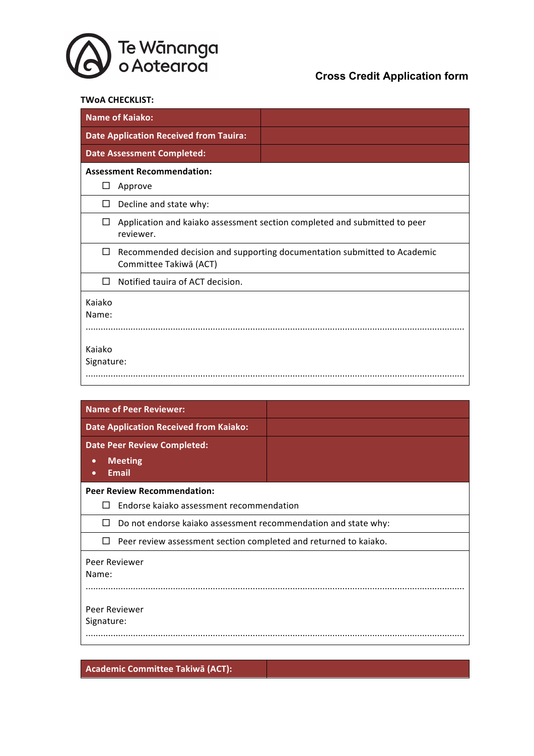Te Wānanga o Aotearoa

**Cross Credit Application form**

**TWoA CHECKLIST:**

| **Name of Kaiako:** | |
|---|---|
| **Date Application Received from Tauira:** | |
| **Date Assessment Completed:** | |

**Assessment Recommendation:**

- ☐ Approve
- ☐ Decline and state why:
- ☐ Application and kaiako assessment section completed and submitted to peer reviewer.
- ☐ Recommended decision and supporting documentation submitted to Academic Committee Takiwā (ACT)
- ☐ Notified tauira of ACT decision.

Kaiako Name:

..........................................................................................................................................

Kaiako Signature:

..........................................................................................................................................

| **Name of Peer Reviewer:** | |
|---|---|
| **Date Application Received from Kaiako:** | |
| **Date Peer Review Completed:**<br>• **Meeting**<br>• **Email** | |

**Peer Review Recommendation:**

- ☐ Endorse kaiako assessment recommendation
- ☐ Do not endorse kaiako assessment recommendation and state why:
- ☐ Peer review assessment section completed and returned to kaiako.

Peer Reviewer Name:

..........................................................................................................................................

Peer Reviewer Signature:

..........................................................................................................................................

| **Academic Committee Takiwā (ACT):** | |
|---|---|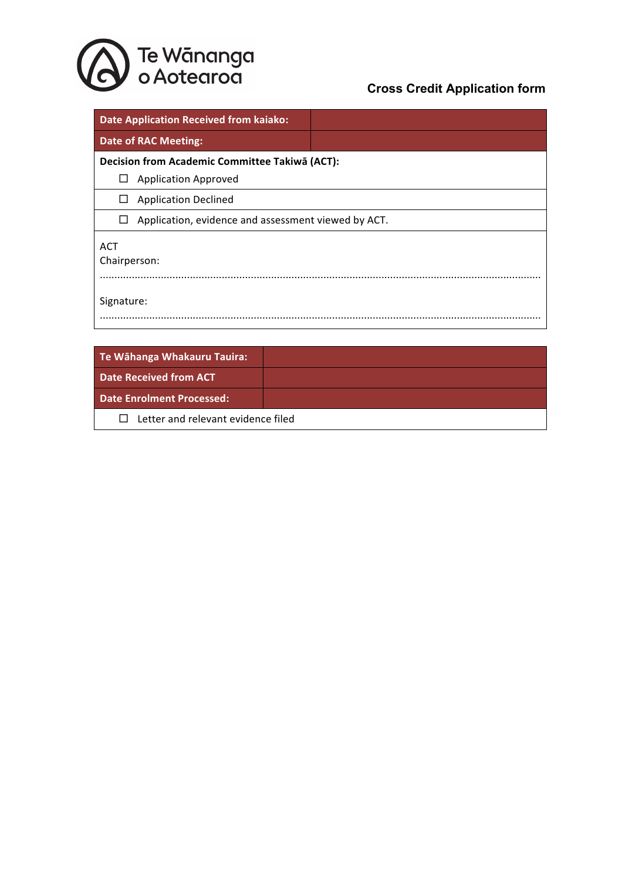Te Wānanga o Aotearoa

**Cross Credit Application form**

| | |
|---|---|
| **Date Application Received from kaiako:** | |
| **Date of RAC Meeting:** | |

**Decision from Academic Committee Takiwā (ACT):**

- ☐ Application Approved
- ☐ Application Declined
- ☐ Application, evidence and assessment viewed by ACT.

ACT Chairperson: ..........................................................................................................................................

Signature: ..........................................................................................................................................

| | |
|---|---|
| **Te Wāhanga Whakauru Tauira:** | |
| **Date Received from ACT** | |
| **Date Enrolment Processed:** | |

- ☐ Letter and relevant evidence filed